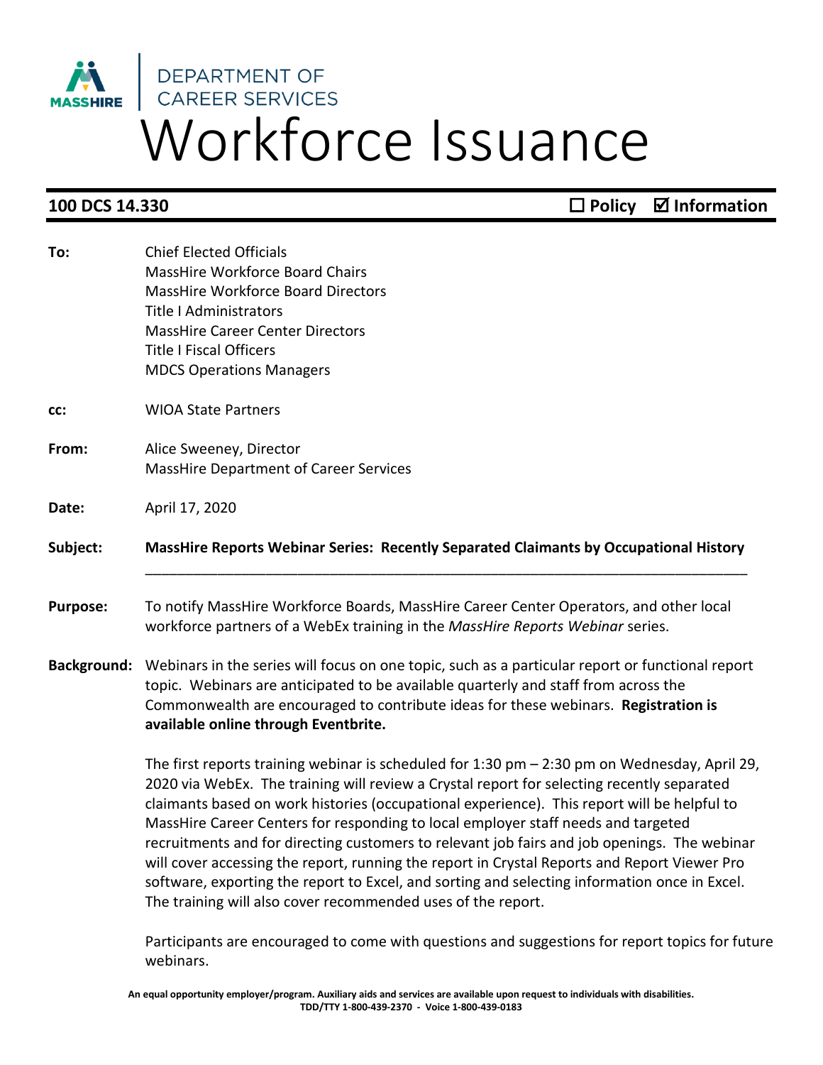MASSHIRE | DEPARTMENT OF CAREER SERVICES

# Workforce Issuance

**100 DCS 14.330** ☐ **Policy** ☑ **Information**

**To:** Chief Elected Officials
MassHire Workforce Board Chairs
MassHire Workforce Board Directors
Title I Administrators
MassHire Career Center Directors
Title I Fiscal Officers
MDCS Operations Managers

**cc:** WIOA State Partners

**From:** Alice Sweeney, Director
MassHire Department of Career Services

**Date:** April 17, 2020

**Subject:** **MassHire Reports Webinar Series: Recently Separated Claimants by Occupational History**

---

**Purpose:** To notify MassHire Workforce Boards, MassHire Career Center Operators, and other local workforce partners of a WebEx training in the *MassHire Reports Webinar* series.

**Background:** Webinars in the series will focus on one topic, such as a particular report or functional report topic. Webinars are anticipated to be available quarterly and staff from across the Commonwealth are encouraged to contribute ideas for these webinars. **Registration is available online through Eventbrite.**

The first reports training webinar is scheduled for 1:30 pm – 2:30 pm on Wednesday, April 29, 2020 via WebEx. The training will review a Crystal report for selecting recently separated claimants based on work histories (occupational experience). This report will be helpful to MassHire Career Centers for responding to local employer staff needs and targeted recruitments and for directing customers to relevant job fairs and job openings. The webinar will cover accessing the report, running the report in Crystal Reports and Report Viewer Pro software, exporting the report to Excel, and sorting and selecting information once in Excel. The training will also cover recommended uses of the report.

Participants are encouraged to come with questions and suggestions for report topics for future webinars.

**An equal opportunity employer/program. Auxiliary aids and services are available upon request to individuals with disabilities.**
**TDD/TTY 1-800-439-2370 - Voice 1-800-439-0183**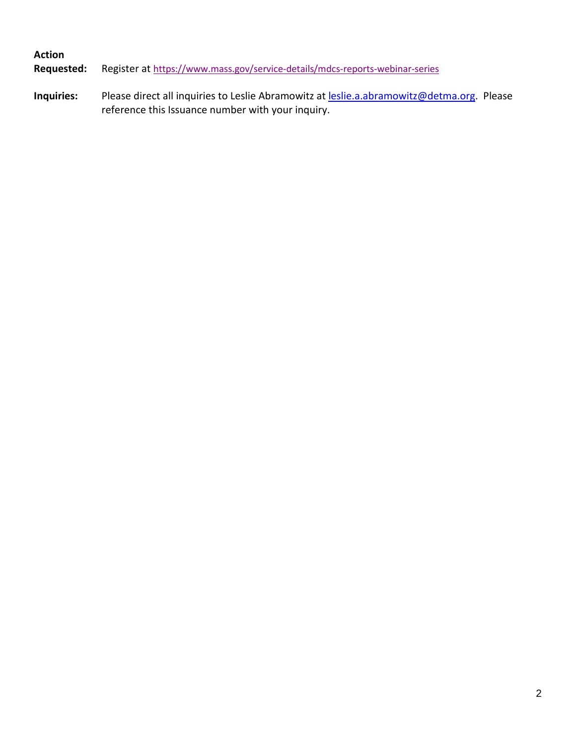**Action Requested:** Register at https://www.mass.gov/service-details/mdcs-reports-webinar-series

**Inquiries:** Please direct all inquiries to Leslie Abramowitz at leslie.a.abramowitz@detma.org. Please reference this Issuance number with your inquiry.